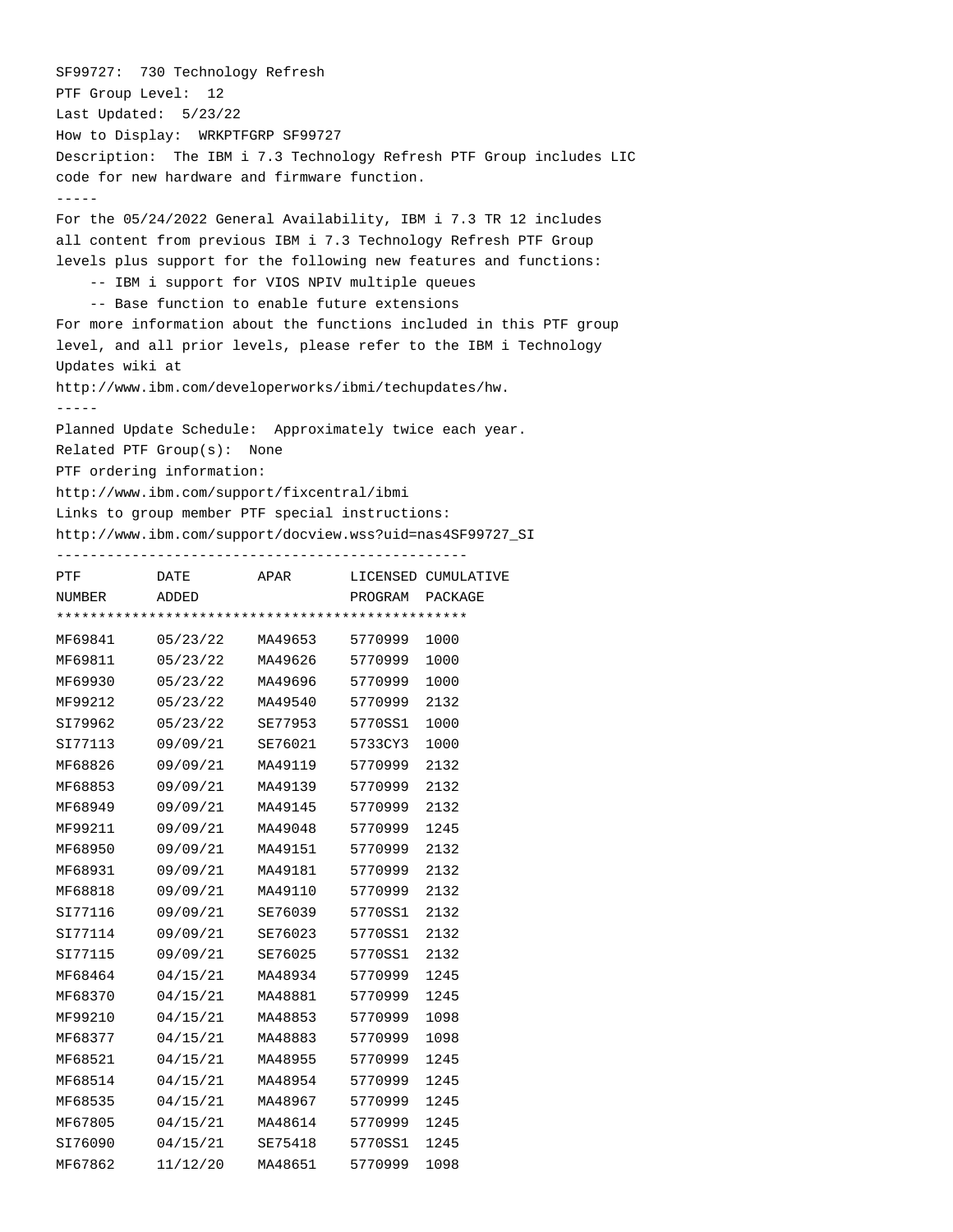SF99727: 730 Technology Refresh
PTF Group Level: 12
Last Updated: 5/23/22
How to Display: WRKPTFGRP SF99727
Description: The IBM i 7.3 Technology Refresh PTF Group includes LIC code for new hardware and firmware function.

-----

For the 05/24/2022 General Availability, IBM i 7.3 TR 12 includes all content from previous IBM i 7.3 Technology Refresh PTF Group levels plus support for the following new features and functions:

- -- IBM i support for VIOS NPIV multiple queues
- -- Base function to enable future extensions

For more information about the functions included in this PTF group level, and all prior levels, please refer to the IBM i Technology Updates wiki at
http://www.ibm.com/developerworks/ibmi/techupdates/hw.

-----

Planned Update Schedule: Approximately twice each year.
Related PTF Group(s): None
PTF ordering information:
http://www.ibm.com/support/fixcentral/ibmi
Links to group member PTF special instructions:
http://www.ibm.com/support/docview.wss?uid=nas4SF99727_SI

| PTF NUMBER | DATE ADDED | APAR | LICENSED PROGRAM | CUMULATIVE PACKAGE |
|---|---|---|---|---|
| MF69841 | 05/23/22 | MA49653 | 5770999 | 1000 |
| MF69811 | 05/23/22 | MA49626 | 5770999 | 1000 |
| MF69930 | 05/23/22 | MA49696 | 5770999 | 1000 |
| MF99212 | 05/23/22 | MA49540 | 5770999 | 2132 |
| SI79962 | 05/23/22 | SE77953 | 5770SS1 | 1000 |
| SI77113 | 09/09/21 | SE76021 | 5733CY3 | 1000 |
| MF68826 | 09/09/21 | MA49119 | 5770999 | 2132 |
| MF68853 | 09/09/21 | MA49139 | 5770999 | 2132 |
| MF68949 | 09/09/21 | MA49145 | 5770999 | 2132 |
| MF99211 | 09/09/21 | MA49048 | 5770999 | 1245 |
| MF68950 | 09/09/21 | MA49151 | 5770999 | 2132 |
| MF68931 | 09/09/21 | MA49181 | 5770999 | 2132 |
| MF68818 | 09/09/21 | MA49110 | 5770999 | 2132 |
| SI77116 | 09/09/21 | SE76039 | 5770SS1 | 2132 |
| SI77114 | 09/09/21 | SE76023 | 5770SS1 | 2132 |
| SI77115 | 09/09/21 | SE76025 | 5770SS1 | 2132 |
| MF68464 | 04/15/21 | MA48934 | 5770999 | 1245 |
| MF68370 | 04/15/21 | MA48881 | 5770999 | 1245 |
| MF99210 | 04/15/21 | MA48853 | 5770999 | 1098 |
| MF68377 | 04/15/21 | MA48883 | 5770999 | 1098 |
| MF68521 | 04/15/21 | MA48955 | 5770999 | 1245 |
| MF68514 | 04/15/21 | MA48954 | 5770999 | 1245 |
| MF68535 | 04/15/21 | MA48967 | 5770999 | 1245 |
| MF67805 | 04/15/21 | MA48614 | 5770999 | 1245 |
| SI76090 | 04/15/21 | SE75418 | 5770SS1 | 1245 |
| MF67862 | 11/12/20 | MA48651 | 5770999 | 1098 |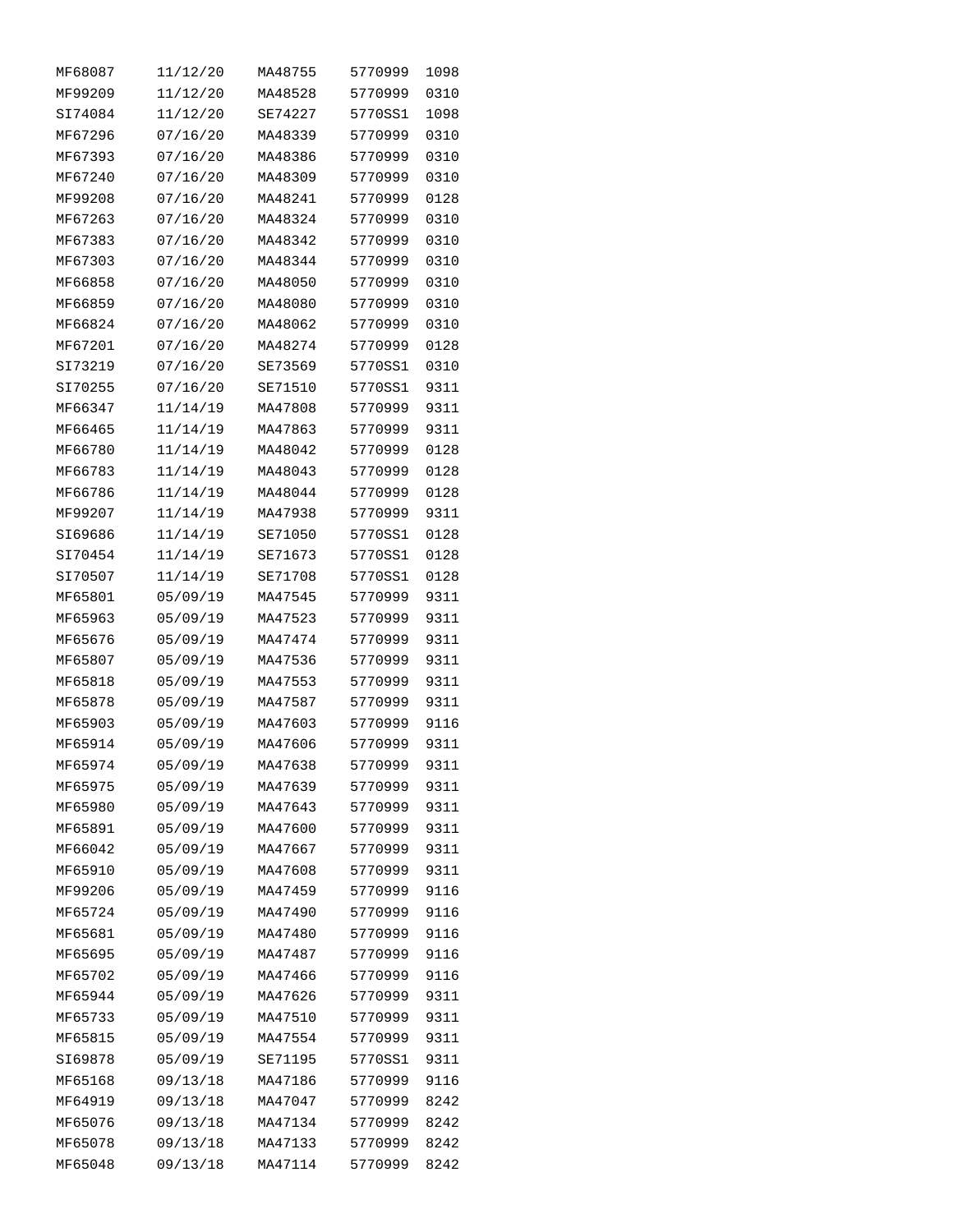| | | | | |
|---|---|---|---|---|
| MF68087 | 11/12/20 | MA48755 | 5770999 | 1098 |
| MF99209 | 11/12/20 | MA48528 | 5770999 | 0310 |
| SI74084 | 11/12/20 | SE74227 | 5770SS1 | 1098 |
| MF67296 | 07/16/20 | MA48339 | 5770999 | 0310 |
| MF67393 | 07/16/20 | MA48386 | 5770999 | 0310 |
| MF67240 | 07/16/20 | MA48309 | 5770999 | 0310 |
| MF99208 | 07/16/20 | MA48241 | 5770999 | 0128 |
| MF67263 | 07/16/20 | MA48324 | 5770999 | 0310 |
| MF67383 | 07/16/20 | MA48342 | 5770999 | 0310 |
| MF67303 | 07/16/20 | MA48344 | 5770999 | 0310 |
| MF66858 | 07/16/20 | MA48050 | 5770999 | 0310 |
| MF66859 | 07/16/20 | MA48080 | 5770999 | 0310 |
| MF66824 | 07/16/20 | MA48062 | 5770999 | 0310 |
| MF67201 | 07/16/20 | MA48274 | 5770999 | 0128 |
| SI73219 | 07/16/20 | SE73569 | 5770SS1 | 0310 |
| SI70255 | 07/16/20 | SE71510 | 5770SS1 | 9311 |
| MF66347 | 11/14/19 | MA47808 | 5770999 | 9311 |
| MF66465 | 11/14/19 | MA47863 | 5770999 | 9311 |
| MF66780 | 11/14/19 | MA48042 | 5770999 | 0128 |
| MF66783 | 11/14/19 | MA48043 | 5770999 | 0128 |
| MF66786 | 11/14/19 | MA48044 | 5770999 | 0128 |
| MF99207 | 11/14/19 | MA47938 | 5770999 | 9311 |
| SI69686 | 11/14/19 | SE71050 | 5770SS1 | 0128 |
| SI70454 | 11/14/19 | SE71673 | 5770SS1 | 0128 |
| SI70507 | 11/14/19 | SE71708 | 5770SS1 | 0128 |
| MF65801 | 05/09/19 | MA47545 | 5770999 | 9311 |
| MF65963 | 05/09/19 | MA47523 | 5770999 | 9311 |
| MF65676 | 05/09/19 | MA47474 | 5770999 | 9311 |
| MF65807 | 05/09/19 | MA47536 | 5770999 | 9311 |
| MF65818 | 05/09/19 | MA47553 | 5770999 | 9311 |
| MF65878 | 05/09/19 | MA47587 | 5770999 | 9311 |
| MF65903 | 05/09/19 | MA47603 | 5770999 | 9116 |
| MF65914 | 05/09/19 | MA47606 | 5770999 | 9311 |
| MF65974 | 05/09/19 | MA47638 | 5770999 | 9311 |
| MF65975 | 05/09/19 | MA47639 | 5770999 | 9311 |
| MF65980 | 05/09/19 | MA47643 | 5770999 | 9311 |
| MF65891 | 05/09/19 | MA47600 | 5770999 | 9311 |
| MF66042 | 05/09/19 | MA47667 | 5770999 | 9311 |
| MF65910 | 05/09/19 | MA47608 | 5770999 | 9311 |
| MF99206 | 05/09/19 | MA47459 | 5770999 | 9116 |
| MF65724 | 05/09/19 | MA47490 | 5770999 | 9116 |
| MF65681 | 05/09/19 | MA47480 | 5770999 | 9116 |
| MF65695 | 05/09/19 | MA47487 | 5770999 | 9116 |
| MF65702 | 05/09/19 | MA47466 | 5770999 | 9116 |
| MF65944 | 05/09/19 | MA47626 | 5770999 | 9311 |
| MF65733 | 05/09/19 | MA47510 | 5770999 | 9311 |
| MF65815 | 05/09/19 | MA47554 | 5770999 | 9311 |
| SI69878 | 05/09/19 | SE71195 | 5770SS1 | 9311 |
| MF65168 | 09/13/18 | MA47186 | 5770999 | 9116 |
| MF64919 | 09/13/18 | MA47047 | 5770999 | 8242 |
| MF65076 | 09/13/18 | MA47134 | 5770999 | 8242 |
| MF65078 | 09/13/18 | MA47133 | 5770999 | 8242 |
| MF65048 | 09/13/18 | MA47114 | 5770999 | 8242 |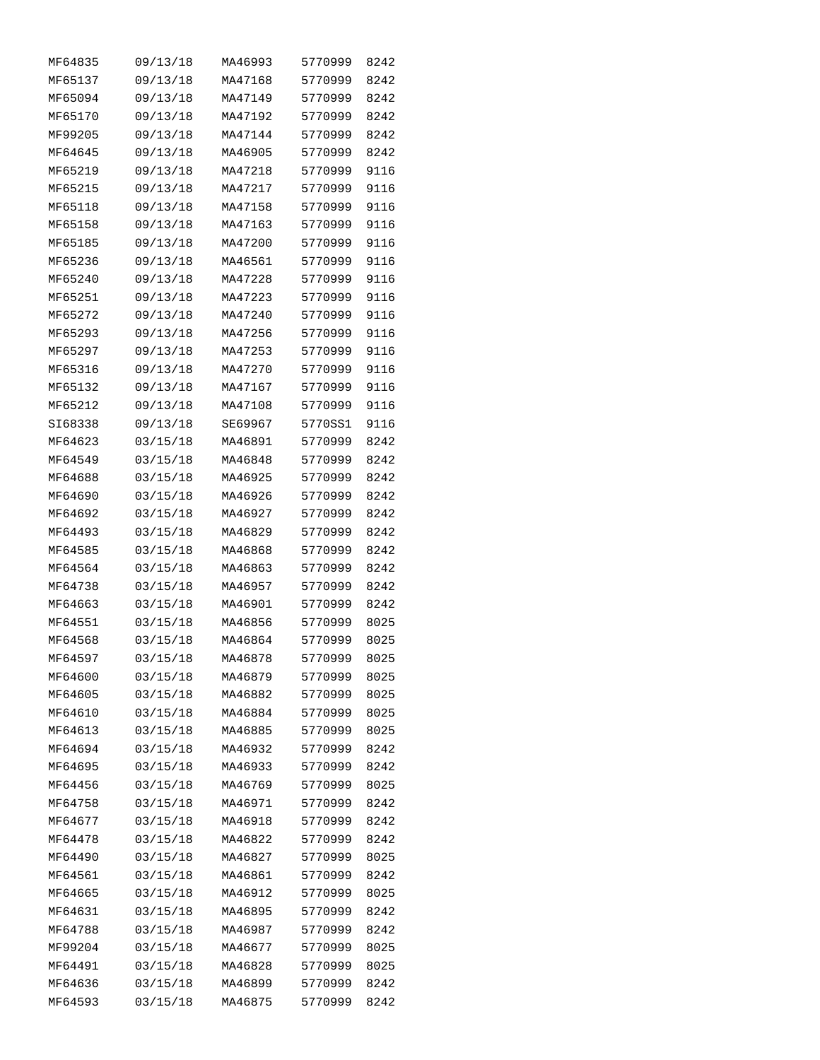| | | | | |
|---|---|---|---|---|
| MF64835 | 09/13/18 | MA46993 | 5770999 | 8242 |
| MF65137 | 09/13/18 | MA47168 | 5770999 | 8242 |
| MF65094 | 09/13/18 | MA47149 | 5770999 | 8242 |
| MF65170 | 09/13/18 | MA47192 | 5770999 | 8242 |
| MF99205 | 09/13/18 | MA47144 | 5770999 | 8242 |
| MF64645 | 09/13/18 | MA46905 | 5770999 | 8242 |
| MF65219 | 09/13/18 | MA47218 | 5770999 | 9116 |
| MF65215 | 09/13/18 | MA47217 | 5770999 | 9116 |
| MF65118 | 09/13/18 | MA47158 | 5770999 | 9116 |
| MF65158 | 09/13/18 | MA47163 | 5770999 | 9116 |
| MF65185 | 09/13/18 | MA47200 | 5770999 | 9116 |
| MF65236 | 09/13/18 | MA46561 | 5770999 | 9116 |
| MF65240 | 09/13/18 | MA47228 | 5770999 | 9116 |
| MF65251 | 09/13/18 | MA47223 | 5770999 | 9116 |
| MF65272 | 09/13/18 | MA47240 | 5770999 | 9116 |
| MF65293 | 09/13/18 | MA47256 | 5770999 | 9116 |
| MF65297 | 09/13/18 | MA47253 | 5770999 | 9116 |
| MF65316 | 09/13/18 | MA47270 | 5770999 | 9116 |
| MF65132 | 09/13/18 | MA47167 | 5770999 | 9116 |
| MF65212 | 09/13/18 | MA47108 | 5770999 | 9116 |
| SI68338 | 09/13/18 | SE69967 | 5770SS1 | 9116 |
| MF64623 | 03/15/18 | MA46891 | 5770999 | 8242 |
| MF64549 | 03/15/18 | MA46848 | 5770999 | 8242 |
| MF64688 | 03/15/18 | MA46925 | 5770999 | 8242 |
| MF64690 | 03/15/18 | MA46926 | 5770999 | 8242 |
| MF64692 | 03/15/18 | MA46927 | 5770999 | 8242 |
| MF64493 | 03/15/18 | MA46829 | 5770999 | 8242 |
| MF64585 | 03/15/18 | MA46868 | 5770999 | 8242 |
| MF64564 | 03/15/18 | MA46863 | 5770999 | 8242 |
| MF64738 | 03/15/18 | MA46957 | 5770999 | 8242 |
| MF64663 | 03/15/18 | MA46901 | 5770999 | 8242 |
| MF64551 | 03/15/18 | MA46856 | 5770999 | 8025 |
| MF64568 | 03/15/18 | MA46864 | 5770999 | 8025 |
| MF64597 | 03/15/18 | MA46878 | 5770999 | 8025 |
| MF64600 | 03/15/18 | MA46879 | 5770999 | 8025 |
| MF64605 | 03/15/18 | MA46882 | 5770999 | 8025 |
| MF64610 | 03/15/18 | MA46884 | 5770999 | 8025 |
| MF64613 | 03/15/18 | MA46885 | 5770999 | 8025 |
| MF64694 | 03/15/18 | MA46932 | 5770999 | 8242 |
| MF64695 | 03/15/18 | MA46933 | 5770999 | 8242 |
| MF64456 | 03/15/18 | MA46769 | 5770999 | 8025 |
| MF64758 | 03/15/18 | MA46971 | 5770999 | 8242 |
| MF64677 | 03/15/18 | MA46918 | 5770999 | 8242 |
| MF64478 | 03/15/18 | MA46822 | 5770999 | 8242 |
| MF64490 | 03/15/18 | MA46827 | 5770999 | 8025 |
| MF64561 | 03/15/18 | MA46861 | 5770999 | 8242 |
| MF64665 | 03/15/18 | MA46912 | 5770999 | 8025 |
| MF64631 | 03/15/18 | MA46895 | 5770999 | 8242 |
| MF64788 | 03/15/18 | MA46987 | 5770999 | 8242 |
| MF99204 | 03/15/18 | MA46677 | 5770999 | 8025 |
| MF64491 | 03/15/18 | MA46828 | 5770999 | 8025 |
| MF64636 | 03/15/18 | MA46899 | 5770999 | 8242 |
| MF64593 | 03/15/18 | MA46875 | 5770999 | 8242 |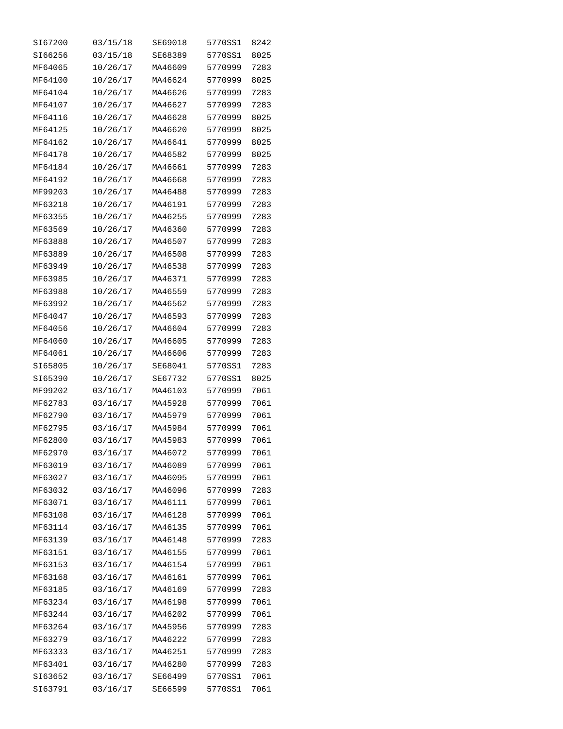| | | | | |
|---|---|---|---|---|
| SI67200 | 03/15/18 | SE69018 | 5770SS1 | 8242 |
| SI66256 | 03/15/18 | SE68389 | 5770SS1 | 8025 |
| MF64065 | 10/26/17 | MA46609 | 5770999 | 7283 |
| MF64100 | 10/26/17 | MA46624 | 5770999 | 8025 |
| MF64104 | 10/26/17 | MA46626 | 5770999 | 7283 |
| MF64107 | 10/26/17 | MA46627 | 5770999 | 7283 |
| MF64116 | 10/26/17 | MA46628 | 5770999 | 8025 |
| MF64125 | 10/26/17 | MA46620 | 5770999 | 8025 |
| MF64162 | 10/26/17 | MA46641 | 5770999 | 8025 |
| MF64178 | 10/26/17 | MA46582 | 5770999 | 8025 |
| MF64184 | 10/26/17 | MA46661 | 5770999 | 7283 |
| MF64192 | 10/26/17 | MA46668 | 5770999 | 7283 |
| MF99203 | 10/26/17 | MA46488 | 5770999 | 7283 |
| MF63218 | 10/26/17 | MA46191 | 5770999 | 7283 |
| MF63355 | 10/26/17 | MA46255 | 5770999 | 7283 |
| MF63569 | 10/26/17 | MA46360 | 5770999 | 7283 |
| MF63888 | 10/26/17 | MA46507 | 5770999 | 7283 |
| MF63889 | 10/26/17 | MA46508 | 5770999 | 7283 |
| MF63949 | 10/26/17 | MA46538 | 5770999 | 7283 |
| MF63985 | 10/26/17 | MA46371 | 5770999 | 7283 |
| MF63988 | 10/26/17 | MA46559 | 5770999 | 7283 |
| MF63992 | 10/26/17 | MA46562 | 5770999 | 7283 |
| MF64047 | 10/26/17 | MA46593 | 5770999 | 7283 |
| MF64056 | 10/26/17 | MA46604 | 5770999 | 7283 |
| MF64060 | 10/26/17 | MA46605 | 5770999 | 7283 |
| MF64061 | 10/26/17 | MA46606 | 5770999 | 7283 |
| SI65805 | 10/26/17 | SE68041 | 5770SS1 | 7283 |
| SI65390 | 10/26/17 | SE67732 | 5770SS1 | 8025 |
| MF99202 | 03/16/17 | MA46103 | 5770999 | 7061 |
| MF62783 | 03/16/17 | MA45928 | 5770999 | 7061 |
| MF62790 | 03/16/17 | MA45979 | 5770999 | 7061 |
| MF62795 | 03/16/17 | MA45984 | 5770999 | 7061 |
| MF62800 | 03/16/17 | MA45983 | 5770999 | 7061 |
| MF62970 | 03/16/17 | MA46072 | 5770999 | 7061 |
| MF63019 | 03/16/17 | MA46089 | 5770999 | 7061 |
| MF63027 | 03/16/17 | MA46095 | 5770999 | 7061 |
| MF63032 | 03/16/17 | MA46096 | 5770999 | 7283 |
| MF63071 | 03/16/17 | MA46111 | 5770999 | 7061 |
| MF63108 | 03/16/17 | MA46128 | 5770999 | 7061 |
| MF63114 | 03/16/17 | MA46135 | 5770999 | 7061 |
| MF63139 | 03/16/17 | MA46148 | 5770999 | 7283 |
| MF63151 | 03/16/17 | MA46155 | 5770999 | 7061 |
| MF63153 | 03/16/17 | MA46154 | 5770999 | 7061 |
| MF63168 | 03/16/17 | MA46161 | 5770999 | 7061 |
| MF63185 | 03/16/17 | MA46169 | 5770999 | 7283 |
| MF63234 | 03/16/17 | MA46198 | 5770999 | 7061 |
| MF63244 | 03/16/17 | MA46202 | 5770999 | 7061 |
| MF63264 | 03/16/17 | MA45956 | 5770999 | 7283 |
| MF63279 | 03/16/17 | MA46222 | 5770999 | 7283 |
| MF63333 | 03/16/17 | MA46251 | 5770999 | 7283 |
| MF63401 | 03/16/17 | MA46280 | 5770999 | 7283 |
| SI63652 | 03/16/17 | SE66499 | 5770SS1 | 7061 |
| SI63791 | 03/16/17 | SE66599 | 5770SS1 | 7061 |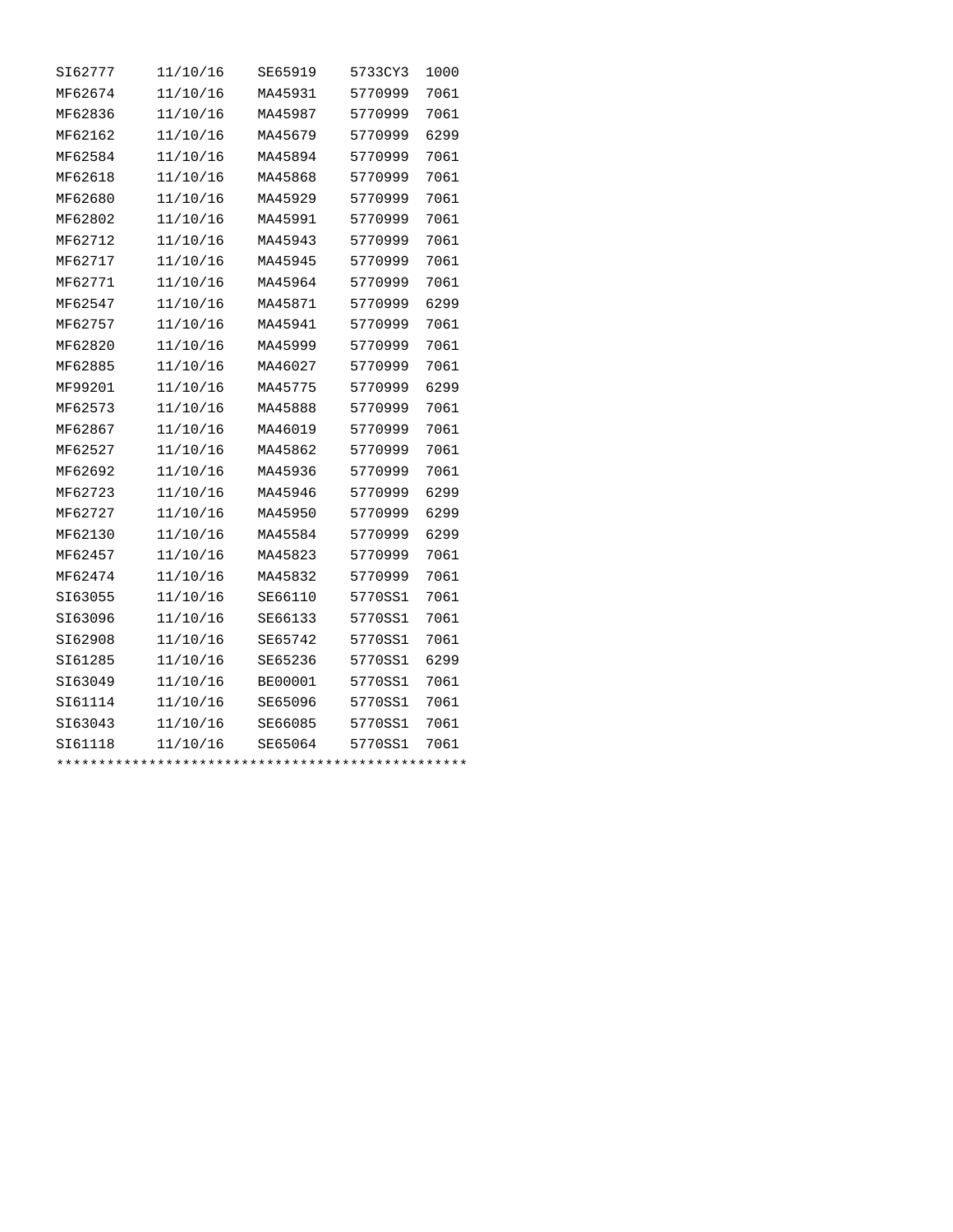| | | | | |
|---|---|---|---|---|
| SI62777 | 11/10/16 | SE65919 | 5733CY3 | 1000 |
| MF62674 | 11/10/16 | MA45931 | 5770999 | 7061 |
| MF62836 | 11/10/16 | MA45987 | 5770999 | 7061 |
| MF62162 | 11/10/16 | MA45679 | 5770999 | 6299 |
| MF62584 | 11/10/16 | MA45894 | 5770999 | 7061 |
| MF62618 | 11/10/16 | MA45868 | 5770999 | 7061 |
| MF62680 | 11/10/16 | MA45929 | 5770999 | 7061 |
| MF62802 | 11/10/16 | MA45991 | 5770999 | 7061 |
| MF62712 | 11/10/16 | MA45943 | 5770999 | 7061 |
| MF62717 | 11/10/16 | MA45945 | 5770999 | 7061 |
| MF62771 | 11/10/16 | MA45964 | 5770999 | 7061 |
| MF62547 | 11/10/16 | MA45871 | 5770999 | 6299 |
| MF62757 | 11/10/16 | MA45941 | 5770999 | 7061 |
| MF62820 | 11/10/16 | MA45999 | 5770999 | 7061 |
| MF62885 | 11/10/16 | MA46027 | 5770999 | 7061 |
| MF99201 | 11/10/16 | MA45775 | 5770999 | 6299 |
| MF62573 | 11/10/16 | MA45888 | 5770999 | 7061 |
| MF62867 | 11/10/16 | MA46019 | 5770999 | 7061 |
| MF62527 | 11/10/16 | MA45862 | 5770999 | 7061 |
| MF62692 | 11/10/16 | MA45936 | 5770999 | 7061 |
| MF62723 | 11/10/16 | MA45946 | 5770999 | 6299 |
| MF62727 | 11/10/16 | MA45950 | 5770999 | 6299 |
| MF62130 | 11/10/16 | MA45584 | 5770999 | 6299 |
| MF62457 | 11/10/16 | MA45823 | 5770999 | 7061 |
| MF62474 | 11/10/16 | MA45832 | 5770999 | 7061 |
| SI63055 | 11/10/16 | SE66110 | 5770SS1 | 7061 |
| SI63096 | 11/10/16 | SE66133 | 5770SS1 | 7061 |
| SI62908 | 11/10/16 | SE65742 | 5770SS1 | 7061 |
| SI61285 | 11/10/16 | SE65236 | 5770SS1 | 6299 |
| SI63049 | 11/10/16 | BE00001 | 5770SS1 | 7061 |
| SI61114 | 11/10/16 | SE65096 | 5770SS1 | 7061 |
| SI63043 | 11/10/16 | SE66085 | 5770SS1 | 7061 |
| SI61118 | 11/10/16 | SE65064 | 5770SS1 | 7061 |

*************************************************